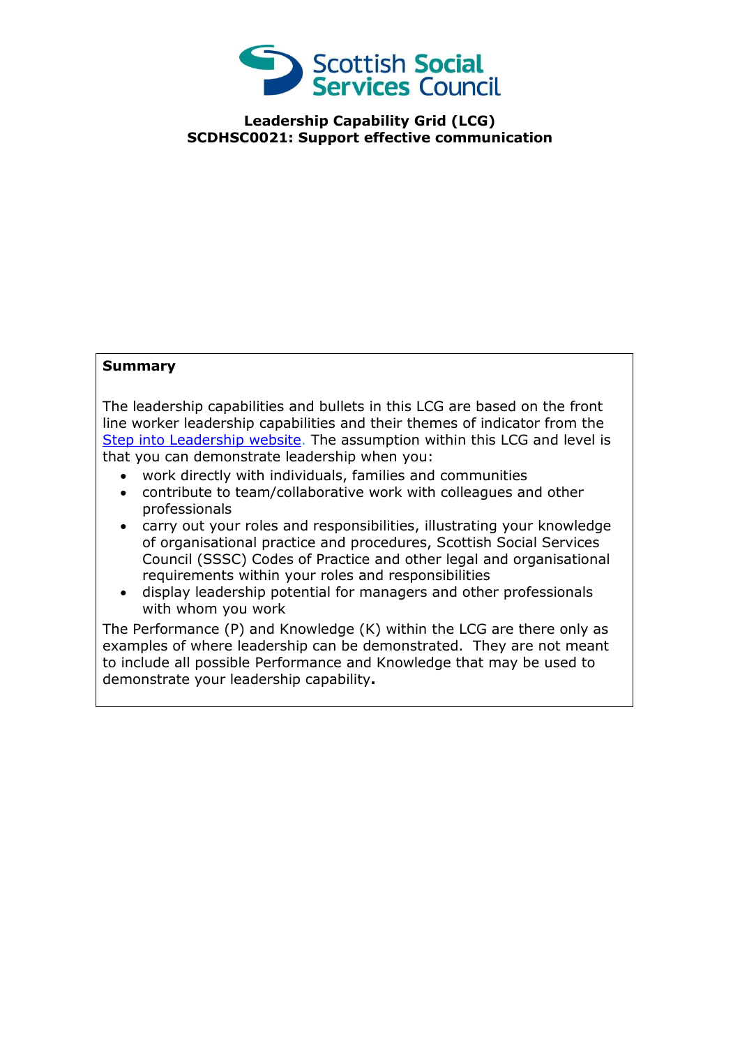Scottish Social Services Council

**Leadership Capability Grid (LCG)**
**SCDHSC0021: Support effective communication**

**Summary**

The leadership capabilities and bullets in this LCG are based on the front line worker leadership capabilities and their themes of indicator from the [Step into Leadership website](). The assumption within this LCG and level is that you can demonstrate leadership when you:

- work directly with individuals, families and communities
- contribute to team/collaborative work with colleagues and other professionals
- carry out your roles and responsibilities, illustrating your knowledge of organisational practice and procedures, Scottish Social Services Council (SSSC) Codes of Practice and other legal and organisational requirements within your roles and responsibilities
- display leadership potential for managers and other professionals with whom you work

The Performance (P) and Knowledge (K) within the LCG are there only as examples of where leadership can be demonstrated. They are not meant to include all possible Performance and Knowledge that may be used to demonstrate your leadership capability**.**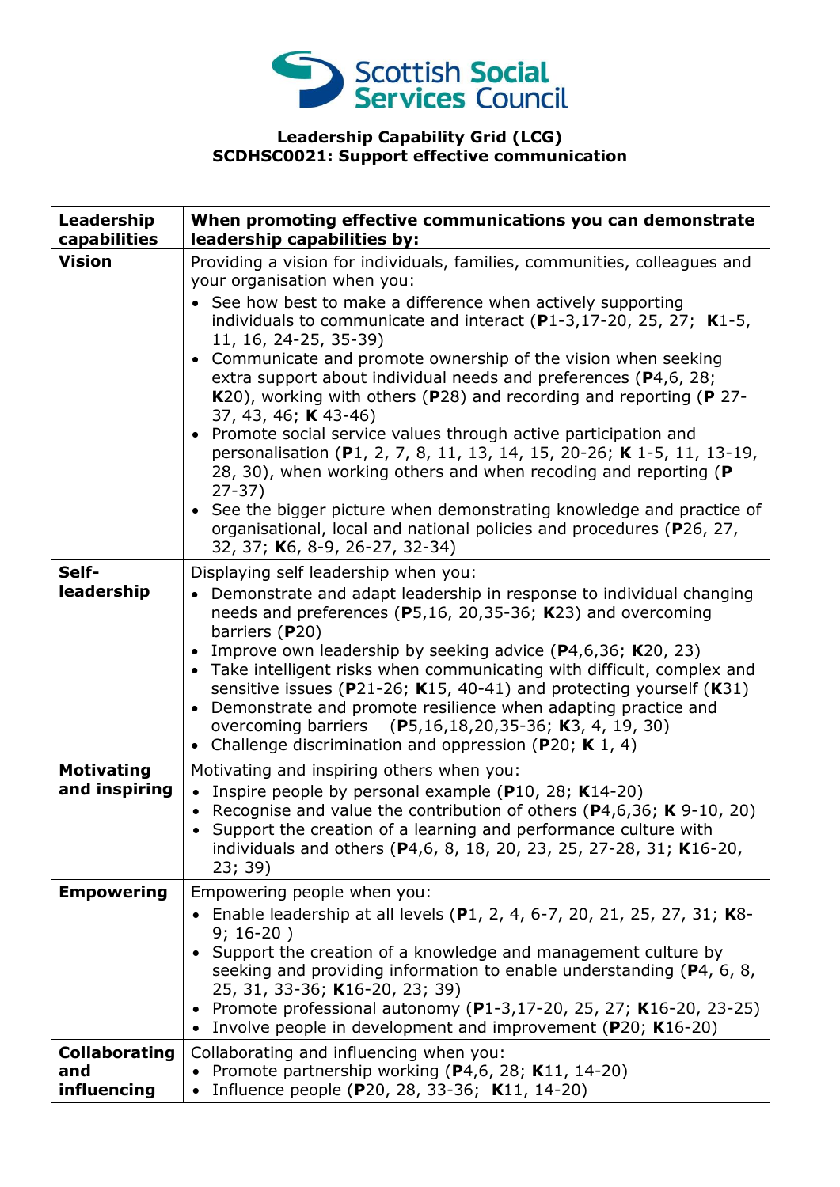**Leadership Capability Grid (LCG)**
**SCDHSC0021: Support effective communication**

| **Leadership capabilities** | **When promoting effective communications you can demonstrate leadership capabilities by:** |
|---|---|
| **Vision** | Providing a vision for individuals, families, communities, colleagues and your organisation when you:<br>• See how best to make a difference when actively supporting individuals to communicate and interact (**P**1-3,17-20, 25, 27; **K**1-5, 11, 16, 24-25, 35-39)<br>• Communicate and promote ownership of the vision when seeking extra support about individual needs and preferences (**P**4,6, 28; **K**20), working with others (**P**28) and recording and reporting (**P** 27-37, 43, 46; **K** 43-46)<br>• Promote social service values through active participation and personalisation (**P**1, 2, 7, 8, 11, 13, 14, 15, 20-26; **K** 1-5, 11, 13-19, 28, 30), when working others and when recoding and reporting (**P** 27-37)<br>• See the bigger picture when demonstrating knowledge and practice of organisational, local and national policies and procedures (**P**26, 27, 32, 37; **K**6, 8-9, 26-27, 32-34) |
| **Self-leadership** | Displaying self leadership when you:<br>• Demonstrate and adapt leadership in response to individual changing needs and preferences (**P**5,16, 20,35-36; **K**23) and overcoming barriers (**P**20)<br>• Improve own leadership by seeking advice (**P**4,6,36; **K**20, 23)<br>• Take intelligent risks when communicating with difficult, complex and sensitive issues (**P**21-26; **K**15, 40-41) and protecting yourself (**K**31)<br>• Demonstrate and promote resilience when adapting practice and overcoming barriers (**P**5,16,18,20,35-36; **K**3, 4, 19, 30)<br>• Challenge discrimination and oppression (**P**20; **K** 1, 4) |
| **Motivating and inspiring** | Motivating and inspiring others when you:<br>• Inspire people by personal example (**P**10, 28; **K**14-20)<br>• Recognise and value the contribution of others (**P**4,6,36; **K** 9-10, 20)<br>• Support the creation of a learning and performance culture with individuals and others (**P**4,6, 8, 18, 20, 23, 25, 27-28, 31; **K**16-20, 23; 39) |
| **Empowering** | Empowering people when you:<br>• Enable leadership at all levels (**P**1, 2, 4, 6-7, 20, 21, 25, 27, 31; **K**8-9; 16-20 )<br>• Support the creation of a knowledge and management culture by seeking and providing information to enable understanding (**P**4, 6, 8, 25, 31, 33-36; **K**16-20, 23; 39)<br>• Promote professional autonomy (**P**1-3,17-20, 25, 27; **K**16-20, 23-25)<br>• Involve people in development and improvement (**P**20; **K**16-20) |
| **Collaborating and influencing** | Collaborating and influencing when you:<br>• Promote partnership working (**P**4,6, 28; **K**11, 14-20)<br>• Influence people (**P**20, 28, 33-36; **K**11, 14-20) |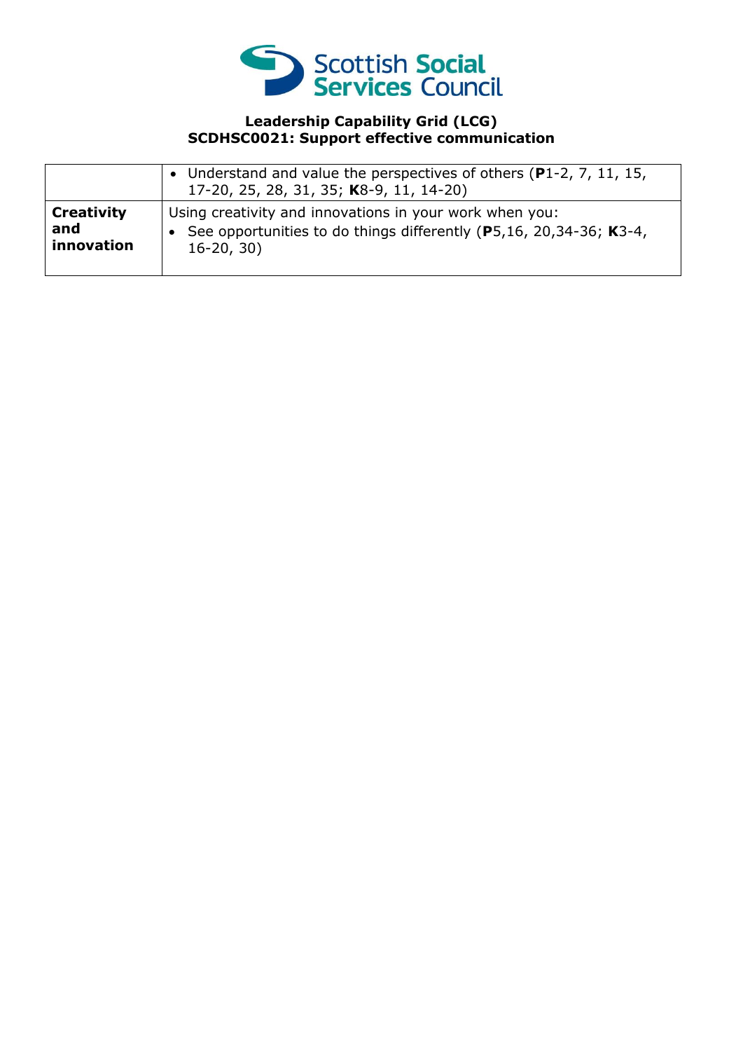**Leadership Capability Grid (LCG)**
**SCDHSC0021: Support effective communication**

| | |
|---|---|
| | • Understand and value the perspectives of others (**P**1-2, 7, 11, 15, 17-20, 25, 28, 31, 35; **K**8-9, 11, 14-20) |
| **Creativity and innovation** | Using creativity and innovations in your work when you:<br>• See opportunities to do things differently (**P**5,16, 20,34-36; **K**3-4, 16-20, 30) |